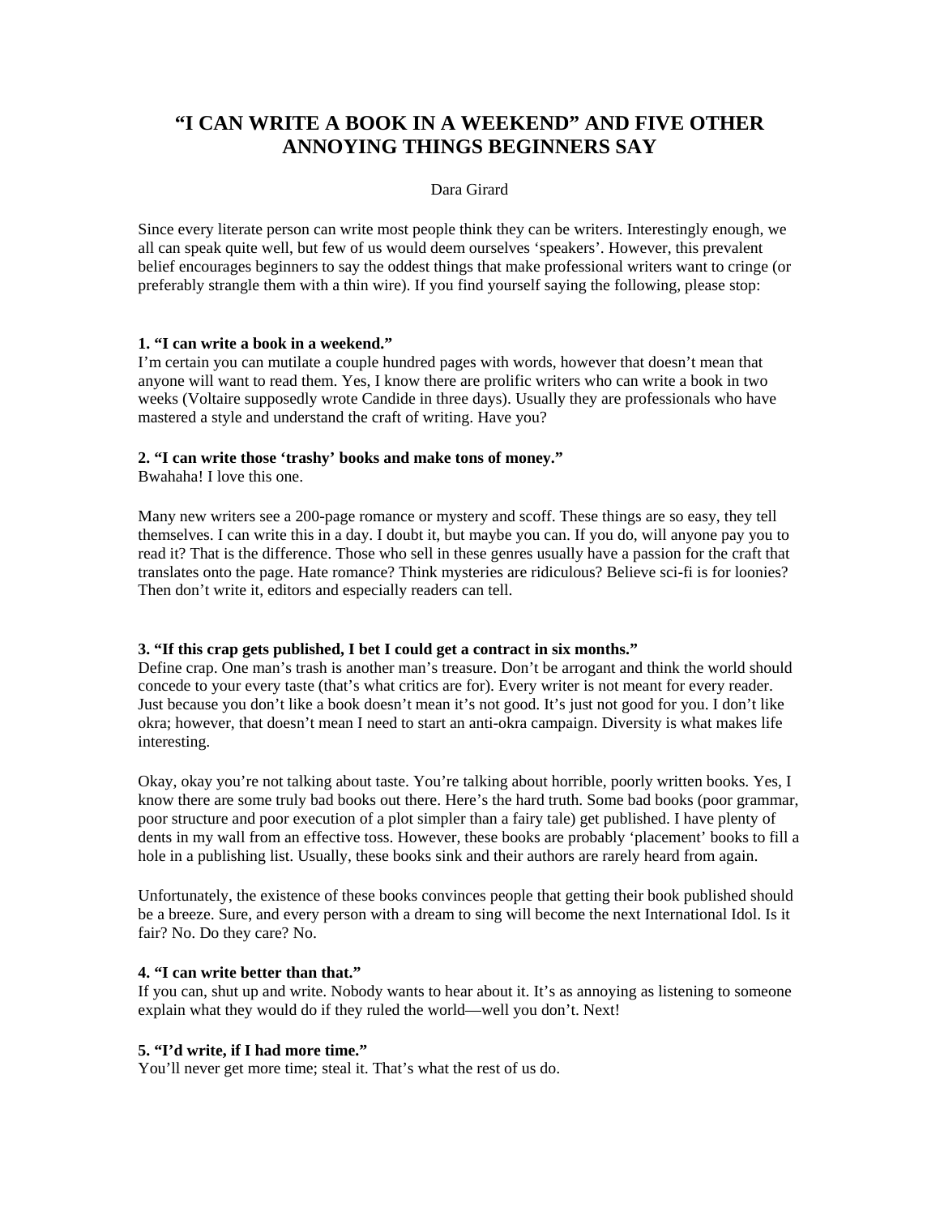# "I CAN WRITE A BOOK IN A WEEKEND" AND FIVE OTHER ANNOYING THINGS BEGINNERS SAY

Dara Girard

Since every literate person can write most people think they can be writers. Interestingly enough, we all can speak quite well, but few of us would deem ourselves 'speakers'. However, this prevalent belief encourages beginners to say the oddest things that make professional writers want to cringe (or preferably strangle them with a thin wire). If you find yourself saying the following, please stop:

**1. "I can write a book in a weekend."**

I'm certain you can mutilate a couple hundred pages with words, however that doesn't mean that anyone will want to read them. Yes, I know there are prolific writers who can write a book in two weeks (Voltaire supposedly wrote Candide in three days). Usually they are professionals who have mastered a style and understand the craft of writing. Have you?

**2. "I can write those 'trashy' books and make tons of money."**

Bwahaha! I love this one.

Many new writers see a 200-page romance or mystery and scoff. These things are so easy, they tell themselves. I can write this in a day. I doubt it, but maybe you can. If you do, will anyone pay you to read it? That is the difference. Those who sell in these genres usually have a passion for the craft that translates onto the page. Hate romance? Think mysteries are ridiculous? Believe sci-fi is for loonies? Then don't write it, editors and especially readers can tell.

**3. "If this crap gets published, I bet I could get a contract in six months."**

Define crap. One man's trash is another man's treasure. Don't be arrogant and think the world should concede to your every taste (that's what critics are for). Every writer is not meant for every reader. Just because you don't like a book doesn't mean it's not good. It's just not good for you. I don't like okra; however, that doesn't mean I need to start an anti-okra campaign. Diversity is what makes life interesting.

Okay, okay you're not talking about taste. You're talking about horrible, poorly written books. Yes, I know there are some truly bad books out there. Here's the hard truth. Some bad books (poor grammar, poor structure and poor execution of a plot simpler than a fairy tale) get published. I have plenty of dents in my wall from an effective toss. However, these books are probably 'placement' books to fill a hole in a publishing list. Usually, these books sink and their authors are rarely heard from again.

Unfortunately, the existence of these books convinces people that getting their book published should be a breeze. Sure, and every person with a dream to sing will become the next International Idol. Is it fair? No. Do they care? No.

**4. "I can write better than that."**

If you can, shut up and write. Nobody wants to hear about it. It's as annoying as listening to someone explain what they would do if they ruled the world—well you don't. Next!

**5. "I'd write, if I had more time."**

You'll never get more time; steal it. That's what the rest of us do.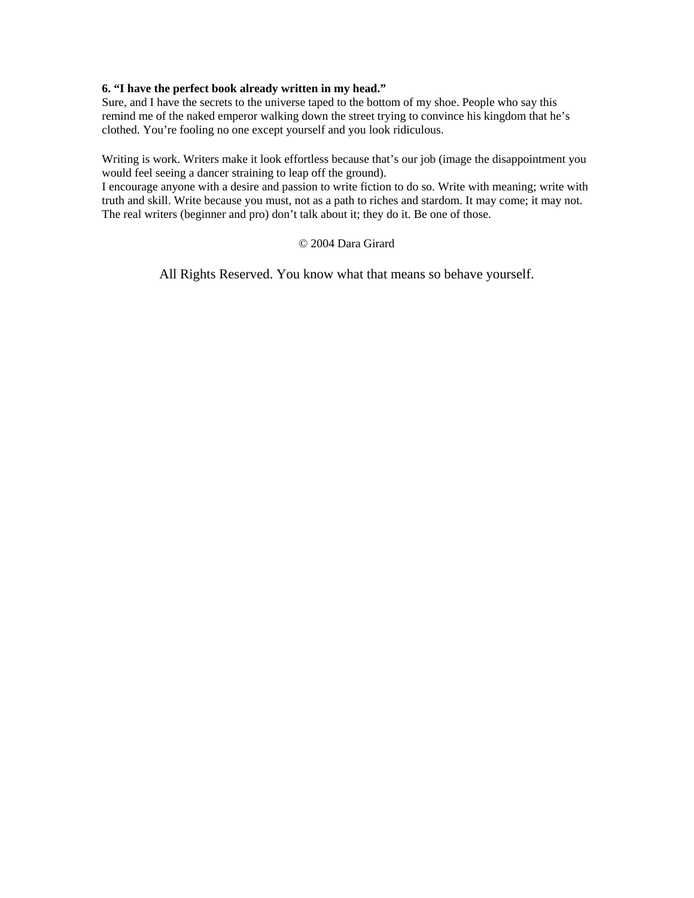**6. “I have the perfect book already written in my head.”**
Sure, and I have the secrets to the universe taped to the bottom of my shoe. People who say this remind me of the naked emperor walking down the street trying to convince his kingdom that he’s clothed. You’re fooling no one except yourself and you look ridiculous.

Writing is work. Writers make it look effortless because that’s our job (image the disappointment you would feel seeing a dancer straining to leap off the ground).
I encourage anyone with a desire and passion to write fiction to do so. Write with meaning; write with truth and skill. Write because you must, not as a path to riches and stardom. It may come; it may not. The real writers (beginner and pro) don’t talk about it; they do it. Be one of those.

© 2004 Dara Girard

All Rights Reserved. You know what that means so behave yourself.